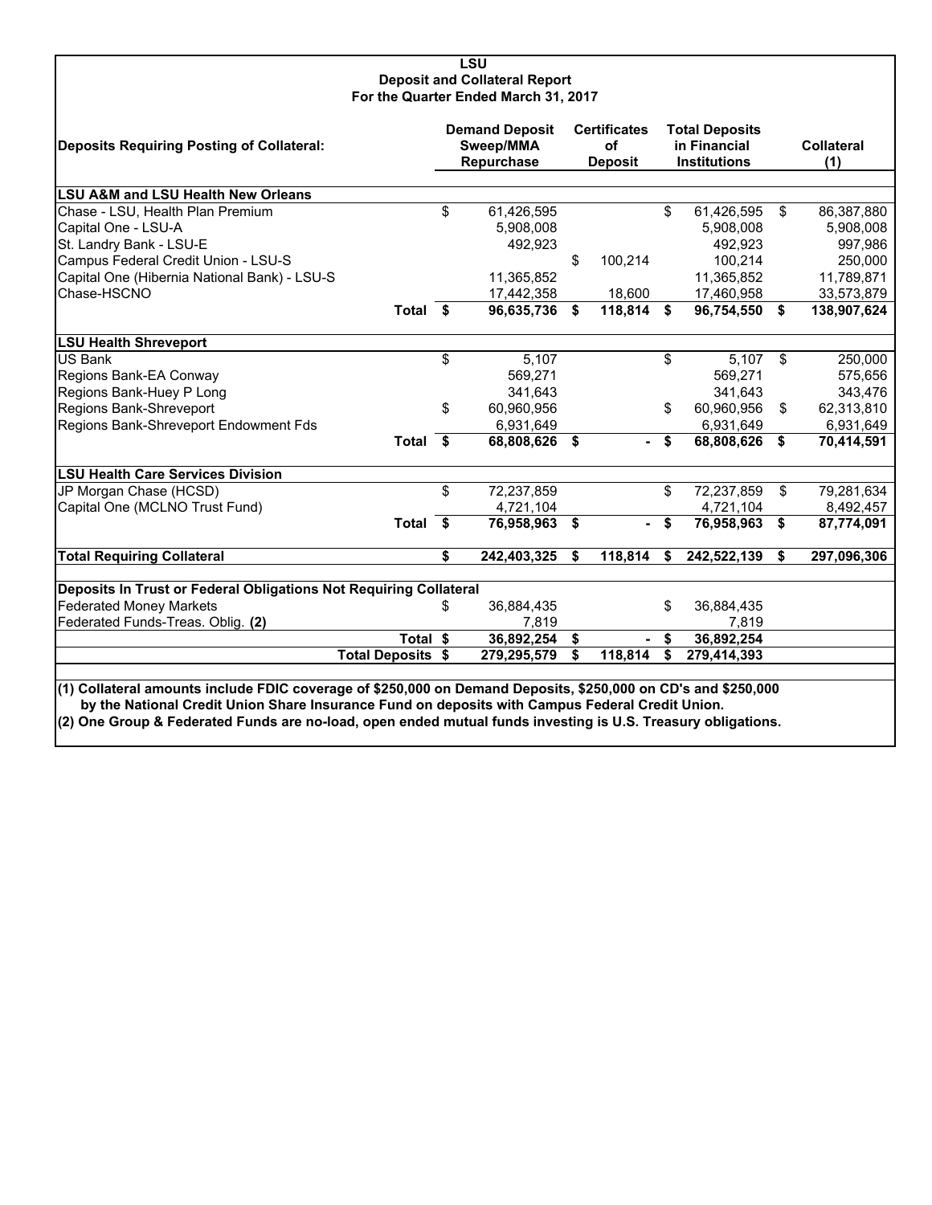# LSU

## Deposit and Collateral Report

### For the Quarter Ended March 31, 2017

| Deposits Requiring Posting of Collateral: | Demand Deposit Sweep/MMA Repurchase | Certificates of Deposit | Total Deposits in Financial Institutions | Collateral (1) |
|---|---|---|---|---|
| **LSU A&M and LSU Health New Orleans** | | | | |
| Chase - LSU, Health Plan Premium | $ 61,426,595 | | $ 61,426,595 | $ 86,387,880 |
| Capital One - LSU-A | 5,908,008 | | 5,908,008 | 5,908,008 |
| St. Landry Bank - LSU-E | 492,923 | | 492,923 | 997,986 |
| Campus Federal Credit Union - LSU-S | | $ 100,214 | 100,214 | 250,000 |
| Capital One (Hibernia National Bank) - LSU-S | 11,365,852 | | 11,365,852 | 11,789,871 |
| Chase-HSCNO | 17,442,358 | 18,600 | 17,460,958 | 33,573,879 |
| **Total** | **$ 96,635,736** | **$ 118,814** | **$ 96,754,550** | **$ 138,907,624** |
| **LSU Health Shreveport** | | | | |
| US Bank | $ 5,107 | | $ 5,107 | $ 250,000 |
| Regions Bank-EA Conway | 569,271 | | 569,271 | 575,656 |
| Regions Bank-Huey P Long | 341,643 | | 341,643 | 343,476 |
| Regions Bank-Shreveport | $ 60,960,956 | | $ 60,960,956 | $ 62,313,810 |
| Regions Bank-Shreveport Endowment Fds | 6,931,649 | | 6,931,649 | 6,931,649 |
| **Total** | **$ 68,808,626** | **$ -** | **$ 68,808,626** | **$ 70,414,591** |
| **LSU Health Care Services Division** | | | | |
| JP Morgan Chase (HCSD) | $ 72,237,859 | | $ 72,237,859 | $ 79,281,634 |
| Capital One (MCLNO Trust Fund) | 4,721,104 | | 4,721,104 | 8,492,457 |
| **Total** | **$ 76,958,963** | **$ -** | **$ 76,958,963** | **$ 87,774,091** |
| **Total Requiring Collateral** | **$ 242,403,325** | **$ 118,814** | **$ 242,522,139** | **$ 297,096,306** |
| **Deposits In Trust or Federal Obligations Not Requiring Collateral** | | | | |
| Federated Money Markets | $ 36,884,435 | | $ 36,884,435 | |
| Federated Funds-Treas. Oblig. **(2)** | 7,819 | | 7,819 | |
| **Total** | **$ 36,892,254** | **$ -** | **$ 36,892,254** | |
| **Total Deposits** | **$ 279,295,579** | **$ 118,814** | **$ 279,414,393** | |

**(1) Collateral amounts include FDIC coverage of $250,000 on Demand Deposits, $250,000 on CD's and $250,000 by the National Credit Union Share Insurance Fund on deposits with Campus Federal Credit Union.**

**(2) One Group & Federated Funds are no-load, open ended mutual funds investing is U.S. Treasury obligations.**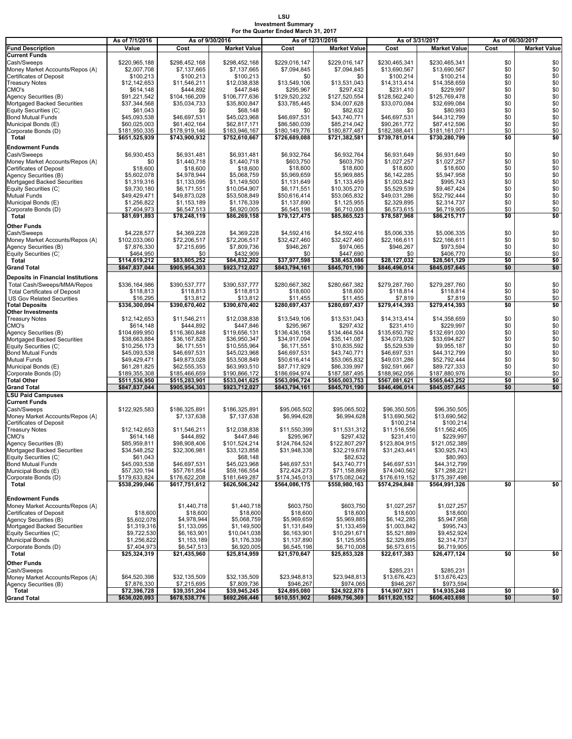# LSU
## Investment Summary
### For the Quarter Ended March 31, 2017

| Fund Description | As of 7/1/2016 Value | As of 9/30/2016 Cost | As of 9/30/2016 Market Value | As of 12/31/2016 Cost | As of 12/31/2016 Market Value | As of 3/31/2017 Cost | As of 3/31/2017 Market Value | As of 06/30/2017 Cost | As of 06/30/2017 Market Value |
|---|---|---|---|---|---|---|---|---|---|
| **Current Funds** | | | | | | | | | |
| Cash/Sweeps | $220,965,188 | $298,452,168 | $298,452,168 | $229,016,147 | $229,016,147 | $230,465,341 | $230,465,341 | $0 | $0 |
| Money Market Accounts/Repos (A) | $2,007,708 | $7,137,665 | $7,137,665 | $7,094,845 | $7,094,845 | $13,690,567 | $13,690,567 | $0 | $0 |
| Certificates of Deposit | $100,213 | $100,213 | $100,213 | $0 | $0 | $100,214 | $100,214 | $0 | $0 |
| Treasury Notes | $12,142,653 | $11,546,211 | $12,038,838 | $13,549,106 | $13,531,043 | $14,313,414 | $14,358,659 | $0 | $0 |
| CMO's | $614,148 | $444,892 | $447,846 | $295,967 | $297,432 | $231,410 | $229,997 | $0 | $0 |
| Agency Securities (B) | $91,221,542 | $104,166,209 | $106,777,636 | $129,520,232 | $127,520,554 | $128,562,240 | $125,769,478 | $0 | $0 |
| Mortgaged Backed Securities | $37,344,568 | $35,034,733 | $35,800,847 | $33,785,445 | $34,007,628 | $33,070,084 | $32,699,084 | $0 | $0 |
| Equity Securities (C) | $61,043 | $0 | $68,148 | $0 | $82,632 | $0 | $80,993 | $0 | $0 |
| Bond Mutual Funds | $45,093,538 | $46,697,531 | $45,023,968 | $46,697,531 | $43,740,771 | $46,697,531 | $44,312,799 | $0 | $0 |
| Municipal Bonds (E) | $60,025,003 | $61,402,164 | $62,817,171 | $86,580,039 | $85,214,042 | $90,261,772 | $87,412,596 | $0 | $0 |
| Corporate Bonds (D) | $181,950,335 | $178,919,146 | $183,946,167 | $180,149,776 | $180,877,487 | $182,388,441 | $181,161,071 | $0 | $0 |
| **Total** | **$651,525,939** | **$743,900,932** | **$752,610,667** | **$726,689,088** | **$721,382,581** | **$739,781,014** | **$730,280,799** | **$0** | **$0** |
| **Endowment Funds** | | | | | | | | | |
| Cash/Sweeps | $6,930,453 | $6,931,481 | $6,931,481 | $6,932,764 | $6,932,764 | $6,931,649 | $6,931,649 | $0 | $0 |
| Money Market Accounts/Repos (A) | $0 | $1,440,718 | $1,440,718 | $603,750 | $603,750 | $1,027,257 | $1,027,257 | $0 | $0 |
| Certificates of Deposit | $18,600 | $18,600 | $18,600 | $18,600 | $18,600 | $18,600 | $18,600 | $0 | $0 |
| Agency Securities (B) | $5,602,078 | $4,978,944 | $5,068,759 | $5,969,659 | $5,969,885 | $6,142,285 | $5,947,958 | $0 | $0 |
| Mortgaged Backed Securities | $1,319,316 | $1,133,095 | $1,149,500 | $1,131,649 | $1,133,459 | $1,003,842 | $995,743 | $0 | $0 |
| Equity Securities (C) | $9,730,180 | $6,171,551 | $10,054,907 | $6,171,551 | $10,305,270 | $5,529,539 | $9,467,424 | $0 | $0 |
| Mutual Funds | $49,429,471 | $49,873,028 | $53,508,849 | $50,616,414 | $53,065,832 | $49,031,286 | $52,792,444 | $0 | $0 |
| Municipal Bonds (E) | $1,256,822 | $1,153,189 | $1,176,339 | $1,137,890 | $1,125,955 | $2,329,895 | $2,314,737 | $0 | $0 |
| Corporate Bonds (D) | $7,404,973 | $6,547,513 | $6,920,005 | $6,545,198 | $6,710,008 | $6,573,615 | $6,719,905 | $0 | $0 |
| **Total** | **$81,691,893** | **$78,248,119** | **$86,269,158** | **$79,127,475** | **$85,865,523** | **$78,587,968** | **$86,215,717** | **$0** | **$0** |
| **Other Funds** | | | | | | | | | |
| Cash/Sweeps | $4,228,577 | $4,369,228 | $4,369,228 | $4,592,416 | $4,592,416 | $5,006,335 | $5,006,335 | $0 | $0 |
| Money Market Accounts/Repos (A) | $102,033,060 | $72,206,517 | $72,206,517 | $32,427,460 | $32,427,460 | $22,166,611 | $22,166,611 | $0 | $0 |
| Agency Securities (B) | $7,876,330 | $7,215,695 | $7,809,736 | $946,267 | $974,065 | $946,267 | $973,594 | $0 | $0 |
| Equity Securities (C) | $464,950 | $0 | $432,909 | $0 | $447,690 | $0 | $406,770 | $0 | $0 |
| **Total** | **$114,619,212** | **$83,805,252** | **$84,832,202** | **$37,977,598** | **$38,453,086** | **$28,127,032** | **$28,561,129** | **$0** | **$0** |
| **Grand Total** | **$847,837,044** | **$905,954,303** | **$923,712,027** | **$843,794,161** | **$845,701,190** | **$846,496,014** | **$845,057,645** | **$0** | **$0** |
| **Deposits in Financial Institutions** | | | | | | | | | |
| Total Cash/Sweeps/MMA/Repos | $336,164,986 | $390,537,777 | $390,537,777 | $280,667,382 | $280,667,382 | $279,287,760 | $279,287,760 | $0 | $0 |
| Total Certificates of Deposit | $118,813 | $118,813 | $118,813 | $18,600 | $18,600 | $118,814 | $118,814 | $0 | $0 |
| US Gov Related Securities | $16,295 | $13,812 | $13,812 | $11,455 | $11,455 | $7,819 | $7,819 | $0 | $0 |
| **Total Deposits** | **$336,300,094** | **$390,670,402** | **$390,670,402** | **$280,697,437** | **$280,697,437** | **$279,414,393** | **$279,414,393** | **$0** | **$0** |
| **Other Investments** | | | | | | | | | |
| Treasury Notes | $12,142,653 | $11,546,211 | $12,038,838 | $13,549,106 | $13,531,043 | $14,313,414 | $14,358,659 | $0 | $0 |
| CMO's | $614,148 | $444,892 | $447,846 | $295,967 | $297,432 | $231,410 | $229,997 | $0 | $0 |
| Agency Securities (B) | $104,699,950 | $116,360,848 | $119,656,131 | $136,436,158 | $134,464,504 | $135,650,792 | $132,691,030 | $0 | $0 |
| Mortgaged Backed Securities | $38,663,884 | $36,167,828 | $36,950,347 | $34,917,094 | $35,141,087 | $34,073,926 | $33,694,827 | $0 | $0 |
| Equity Securities (C) | $10,256,173 | $6,171,551 | $10,555,964 | $6,171,551 | $10,835,592 | $5,529,539 | $9,955,187 | $0 | $0 |
| Bond Mutual Funds | $45,093,538 | $46,697,531 | $45,023,968 | $46,697,531 | $43,740,771 | $46,697,531 | $44,312,799 | $0 | $0 |
| Mutual Funds | $49,429,471 | $49,873,028 | $53,508,849 | $50,616,414 | $53,065,832 | $49,031,286 | $52,792,444 | $0 | $0 |
| Municipal Bonds (E) | $61,281,825 | $62,555,353 | $63,993,510 | $87,717,929 | $86,339,997 | $92,591,667 | $89,727,333 | $0 | $0 |
| Corporate Bonds (D) | $189,355,308 | $185,466,659 | $190,866,172 | $186,694,974 | $187,587,495 | $188,962,056 | $187,880,976 | $0 | $0 |
| **Total Other** | **$511,536,950** | **$515,283,901** | **$533,041,625** | **$563,096,724** | **$565,003,753** | **$567,081,621** | **$565,643,252** | **$0** | **$0** |
| **Grand Total** | **$847,837,044** | **$905,954,303** | **$923,712,027** | **$843,794,161** | **$845,701,190** | **$846,496,014** | **$845,057,645** | **$0** | **$0** |
| **LSU Paid Campuses** | | | | | | | | | |
| **Current Funds** | | | | | | | | | |
| Cash/Sweeps | $122,925,583 | $186,325,891 | $186,325,891 | $95,065,502 | $95,065,502 | $96,350,505 | $96,350,505 | | |
| Money Market Accounts/Repos (A) | | $7,137,638 | $7,137,638 | $6,994,628 | $6,994,628 | $13,690,562 | $13,690,562 | | |
| Certificates of Deposit | | | | | | $100,214 | $100,214 | | |
| Treasury Notes | $12,142,653 | $11,546,211 | $12,038,838 | $11,550,399 | $11,531,312 | $11,516,556 | $11,562,405 | | |
| CMO's | $614,148 | $444,892 | $447,846 | $295,967 | $297,432 | $231,410 | $229,997 | | |
| Agency Securities (B) | $85,959,811 | $98,908,406 | $101,524,214 | $124,764,524 | $122,807,297 | $123,804,915 | $121,052,389 | | |
| Mortgaged Backed Securities | $34,548,252 | $32,306,981 | $33,123,858 | $31,948,338 | $32,219,678 | $31,243,441 | $30,925,743 | | |
| Equity Securities (C) | $61,043 | | $68,148 | | $82,632 | | $80,993 | | |
| Bond Mutual Funds | $45,093,538 | $46,697,531 | $45,023,968 | $46,697,531 | $43,740,771 | $46,697,531 | $44,312,799 | | |
| Municipal Bonds (E) | $57,320,194 | $57,761,854 | $59,166,554 | $72,424,273 | $71,158,869 | $74,040,562 | $71,288,221 | | |
| Corporate Bonds (D) | $179,633,824 | $176,622,208 | $181,649,287 | $174,345,013 | $175,082,042 | $176,619,152 | $175,397,498 | | |
| **Total** | **$538,299,046** | **$617,751,612** | **$626,506,242** | **$564,086,175** | **$558,980,163** | **$574,294,848** | **$564,991,326** | **$0** | **$0** |
| **Endowment Funds** | | | | | | | | | |
| Money Market Accounts/Repos (A) | | $1,440,718 | $1,440,718 | $603,750 | $603,750 | $1,027,257 | $1,027,257 | | |
| Certificates of Deposit | $18,600 | $18,600 | $18,600 | $18,600 | $18,600 | $18,600 | $18,600 | | |
| Agency Securities (B) | $5,602,078 | $4,978,944 | $5,068,759 | $5,969,659 | $5,969,885 | $6,142,285 | $5,947,958 | | |
| Mortgaged Backed Securities | $1,319,316 | $1,133,095 | $1,149,500 | $1,131,649 | $1,133,459 | $1,003,842 | $995,743 | | |
| Equity Securities (C) | $9,722,530 | $6,163,901 | $10,041,038 | $6,163,901 | $10,291,671 | $5,521,889 | $9,452,924 | | |
| Municipal Bonds | $1,256,822 | $1,153,189 | $1,176,339 | $1,137,890 | $1,125,955 | $2,329,895 | $2,314,737 | | |
| Corporate Bonds (D) | $7,404,973 | $6,547,513 | $6,920,005 | $6,545,198 | $6,710,008 | $6,573,615 | $6,719,905 | | |
| **Total** | **$25,324,319** | **$21,435,960** | **$25,814,959** | **$21,570,647** | **$25,853,328** | **$22,617,383** | **$26,477,124** | **$0** | **$0** |
| **Other Funds** | | | | | | | | | |
| Cash/Sweeps | | | | | | $285,231 | $285,231 | | |
| Money Market Accounts/Repos (A) | $64,520,398 | $32,135,509 | $32,135,509 | $23,948,813 | $23,948,813 | $13,676,423 | $13,676,423 | | |
| Agency Securities (B) | $7,876,330 | $7,215,695 | $7,809,736 | $946,267 | $974,065 | $946,267 | $973,594 | | |
| **Total** | **$72,396,728** | **$39,351,204** | **$39,945,245** | **$24,895,080** | **$24,922,878** | **$14,907,921** | **$14,935,248** | **$0** | **$0** |
| **Grand Total** | **$636,020,093** | **$678,538,776** | **$692,266,446** | **$610,551,902** | **$609,756,369** | **$611,820,152** | **$606,403,698** | **$0** | **$0** |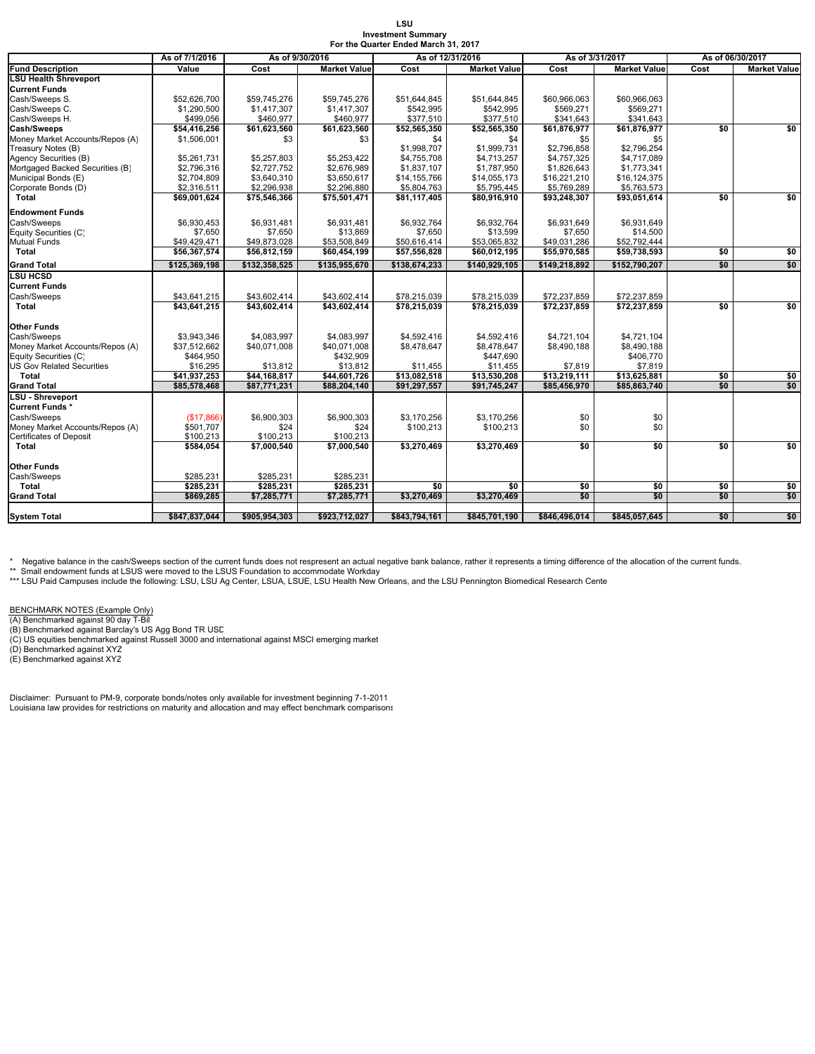**LSU**
**Investment Summary**
**For the Quarter Ended March 31, 2017**

| | As of 7/1/2016 | As of 9/30/2016 | | As of 12/31/2016 | | As of 3/31/2017 | | As of 06/30/2017 | |
|---|---|---|---|---|---|---|---|---|---|
| **Fund Description** | **Value** | **Cost** | **Market Value** | **Cost** | **Market Value** | **Cost** | **Market Value** | **Cost** | **Market Value** |
| **LSU Health Shreveport** | | | | | | | | | |
| **Current Funds** | | | | | | | | | |
| Cash/Sweeps S. | $52,626,700 | $59,745,276 | $59,745,276 | $51,644,845 | $51,644,845 | $60,966,063 | $60,966,063 | | |
| Cash/Sweeps C. | $1,290,500 | $1,417,307 | $1,417,307 | $542,995 | $542,995 | $569,271 | $569,271 | | |
| Cash/Sweeps H. | $499,056 | $460,977 | $460,977 | $377,510 | $377,510 | $341,643 | $341,643 | | |
| **Cash/Sweeps** | **$54,416,256** | **$61,623,560** | **$61,623,560** | **$52,565,350** | **$52,565,350** | **$61,876,977** | **$61,876,977** | **$0** | **$0** |
| Money Market Accounts/Repos (A) | $1,506,001 | $3 | $3 | $4 | $4 | $5 | $5 | | |
| Treasury Notes (B) | | | | $1,998,707 | $1,999,731 | $2,796,858 | $2,796,254 | | |
| Agency Securities (B) | $5,261,731 | $5,257,803 | $5,253,422 | $4,755,708 | $4,713,257 | $4,757,325 | $4,717,089 | | |
| Mortgaged Backed Securities (B) | $2,796,316 | $2,727,752 | $2,676,989 | $1,837,107 | $1,787,950 | $1,826,643 | $1,773,341 | | |
| Municipal Bonds (E) | $2,704,809 | $3,640,310 | $3,650,617 | $14,155,766 | $14,055,173 | $16,221,210 | $16,124,375 | | |
| Corporate Bonds (D) | $2,316,511 | $2,296,938 | $2,296,880 | $5,804,763 | $5,795,445 | $5,769,289 | $5,763,573 | | |
| **Total** | **$69,001,624** | **$75,546,366** | **$75,501,471** | **$81,117,405** | **$80,916,910** | **$93,248,307** | **$93,051,614** | **$0** | **$0** |
| **Endowment Funds** | | | | | | | | | |
| Cash/Sweeps | $6,930,453 | $6,931,481 | $6,931,481 | $6,932,764 | $6,932,764 | $6,931,649 | $6,931,649 | | |
| Equity Securities (C) | $7,650 | $7,650 | $13,869 | $7,650 | $13,599 | $7,650 | $14,500 | | |
| Mutual Funds | $49,429,471 | $49,873,028 | $53,508,849 | $50,616,414 | $53,065,832 | $49,031,286 | $52,792,444 | | |
| **Total** | **$56,367,574** | **$56,812,159** | **$60,454,199** | **$57,556,828** | **$60,012,195** | **$55,970,585** | **$59,738,593** | **$0** | **$0** |
| **Grand Total** | **$125,369,198** | **$132,358,525** | **$135,955,670** | **$138,674,233** | **$140,929,105** | **$149,218,892** | **$152,790,207** | **$0** | **$0** |
| **LSU HCSD** | | | | | | | | | |
| **Current Funds** | | | | | | | | | |
| Cash/Sweeps | $43,641,215 | $43,602,414 | $43,602,414 | $78,215,039 | $78,215,039 | $72,237,859 | $72,237,859 | | |
| **Total** | **$43,641,215** | **$43,602,414** | **$43,602,414** | **$78,215,039** | **$78,215,039** | **$72,237,859** | **$72,237,859** | **$0** | **$0** |
| **Other Funds** | | | | | | | | | |
| Cash/Sweeps | $3,943,346 | $4,083,997 | $4,083,997 | $4,592,416 | $4,592,416 | $4,721,104 | $4,721,104 | | |
| Money Market Accounts/Repos (A) | $37,512,662 | $40,071,008 | $40,071,008 | $8,478,647 | $8,478,647 | $8,490,188 | $8,490,188 | | |
| Equity Securities (C) | $464,950 | | $432,909 | | $447,690 | | $406,770 | | |
| US Gov Related Securities | $16,295 | $13,812 | $13,812 | $11,455 | $11,455 | $7,819 | $7,819 | | |
| **Total** | **$41,937,253** | **$44,168,817** | **$44,601,726** | **$13,082,518** | **$13,530,208** | **$13,219,111** | **$13,625,881** | **$0** | **$0** |
| **Grand Total** | **$85,578,468** | **$87,771,231** | **$88,204,140** | **$91,297,557** | **$91,745,247** | **$85,456,970** | **$85,863,740** | **$0** | **$0** |
| **LSU - Shreveport** | | | | | | | | | |
| **Current Funds *** | | | | | | | | | |
| Cash/Sweeps | ($17,866) | $6,900,303 | $6,900,303 | $3,170,256 | $3,170,256 | $0 | $0 | | |
| Money Market Accounts/Repos (A) | $501,707 | $24 | $24 | $100,213 | $100,213 | $0 | $0 | | |
| Certificates of Deposit | $100,213 | $100,213 | $100,213 | | | | | | |
| **Total** | **$584,054** | **$7,000,540** | **$7,000,540** | **$3,270,469** | **$3,270,469** | **$0** | **$0** | **$0** | **$0** |
| **Other Funds** | | | | | | | | | |
| Cash/Sweeps | $285,231 | $285,231 | $285,231 | | | | | | |
| **Total** | **$285,231** | **$285,231** | **$285,231** | **$0** | **$0** | **$0** | **$0** | **$0** | **$0** |
| **Grand Total** | **$869,285** | **$7,285,771** | **$7,285,771** | **$3,270,469** | **$3,270,469** | **$0** | **$0** | **$0** | **$0** |
| **System Total** | **$847,837,044** | **$905,954,303** | **$923,712,027** | **$843,794,161** | **$845,701,190** | **$846,496,014** | **$845,057,645** | **$0** | **$0** |

\* Negative balance in the cash/Sweeps section of the current funds does not respresent an actual negative bank balance, rather it represents a timing difference of the allocation of the current funds.
** Small endowment funds at LSUS were moved to the LSUS Foundation to accommodate Workday
*** LSU Paid Campuses include the following: LSU, LSU Ag Center, LSUA, LSUE, LSU Health New Orleans, and the LSU Pennington Biomedical Research Cente

BENCHMARK NOTES (Example Only)
(A) Benchmarked against 90 day T-Bil
(B) Benchmarked against Barclay's US Agg Bond TR USD
(C) US equities benchmarked against Russell 3000 and international against MSCI emerging market
(D) Benchmarked against XYZ
(E) Benchmarked against XYZ

Disclaimer: Pursuant to PM-9, corporate bonds/notes only available for investment beginning 7-1-2011
Louisiana law provides for restrictions on maturity and allocation and may effect benchmark comparisons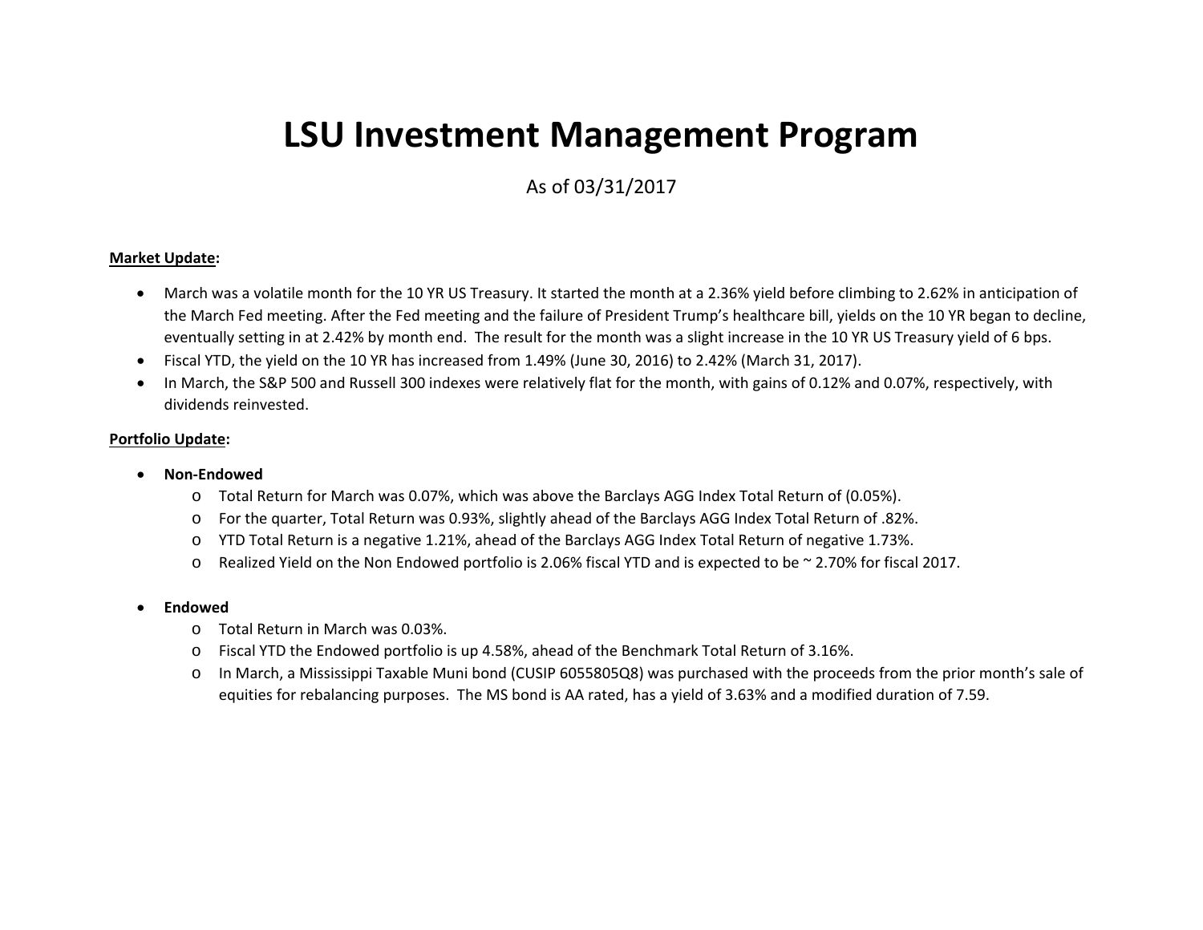# LSU Investment Management Program

As of 03/31/2017

**Market Update:**

- March was a volatile month for the 10 YR US Treasury. It started the month at a 2.36% yield before climbing to 2.62% in anticipation of the March Fed meeting. After the Fed meeting and the failure of President Trump's healthcare bill, yields on the 10 YR began to decline, eventually setting in at 2.42% by month end. The result for the month was a slight increase in the 10 YR US Treasury yield of 6 bps.
- Fiscal YTD, the yield on the 10 YR has increased from 1.49% (June 30, 2016) to 2.42% (March 31, 2017).
- In March, the S&P 500 and Russell 300 indexes were relatively flat for the month, with gains of 0.12% and 0.07%, respectively, with dividends reinvested.

**Portfolio Update:**

- **Non-Endowed**
  - Total Return for March was 0.07%, which was above the Barclays AGG Index Total Return of (0.05%).
  - For the quarter, Total Return was 0.93%, slightly ahead of the Barclays AGG Index Total Return of .82%.
  - YTD Total Return is a negative 1.21%, ahead of the Barclays AGG Index Total Return of negative 1.73%.
  - Realized Yield on the Non Endowed portfolio is 2.06% fiscal YTD and is expected to be ~ 2.70% for fiscal 2017.

- **Endowed**
  - Total Return in March was 0.03%.
  - Fiscal YTD the Endowed portfolio is up 4.58%, ahead of the Benchmark Total Return of 3.16%.
  - In March, a Mississippi Taxable Muni bond (CUSIP 6055805Q8) was purchased with the proceeds from the prior month's sale of equities for rebalancing purposes. The MS bond is AA rated, has a yield of 3.63% and a modified duration of 7.59.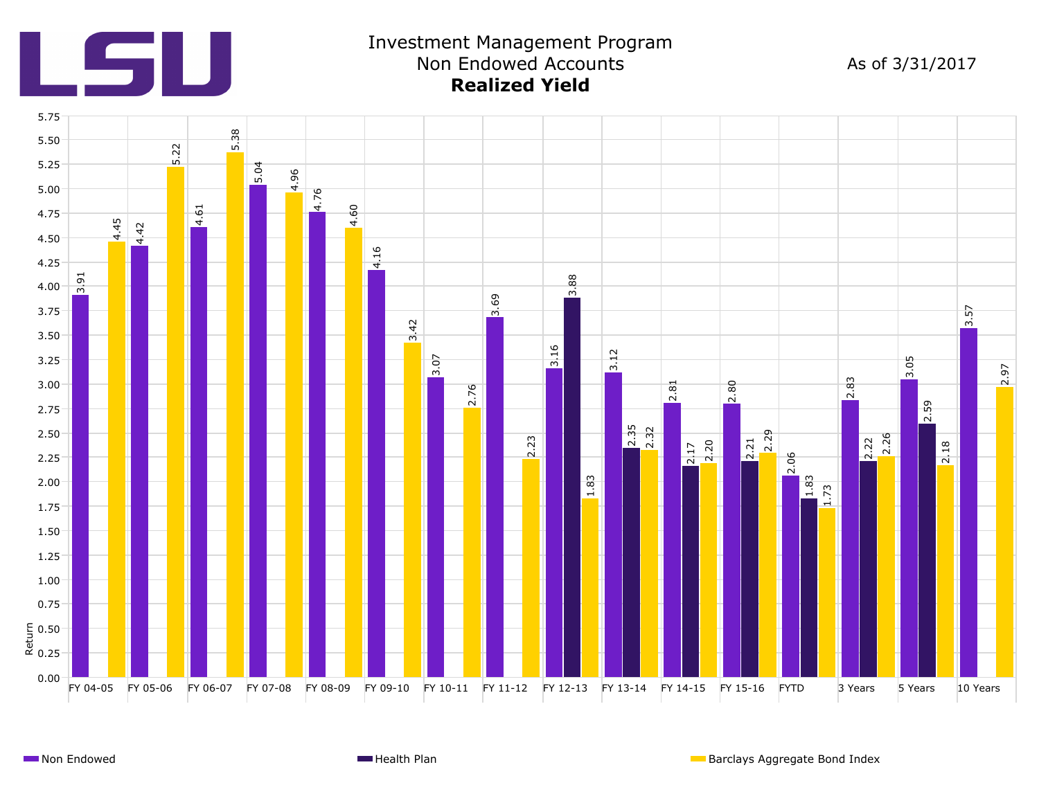# Investment Management Program
## Non Endowed Accounts
### **Realized Yield**

As of 3/31/2017

| Period | Non Endowed | Health Plan | Barclays Aggregate Bond Index |
|---|---|---|---|
| FY 04-05 | 3.91 | | 4.45 |
| FY 05-06 | 4.42 | | 5.22 |
| FY 06-07 | 4.61 | | 5.38 |
| FY 07-08 | 5.04 | | 4.96 |
| FY 08-09 | 4.76 | | 4.60 |
| FY 09-10 | 4.16 | | 3.42 |
| FY 10-11 | 3.07 | | 2.76 |
| FY 11-12 | 3.69 | | 2.23 |
| FY 12-13 | 3.16 | 3.88 | 1.83 |
| FY 13-14 | 3.12 | 2.35 | 2.32 |
| FY 14-15 | 2.81 | 2.17 | 2.20 |
| FY 15-16 | 2.80 | 2.21 | 2.29 |
| FYTD | 2.06 | 1.83 | 1.73 |
| 3 Years | 2.83 | 2.22 | 2.26 |
| 5 Years | 3.05 | 2.59 | 2.18 |
| 10 Years | 3.57 | | 2.97 |

Return

Non Endowed | Health Plan | Barclays Aggregate Bond Index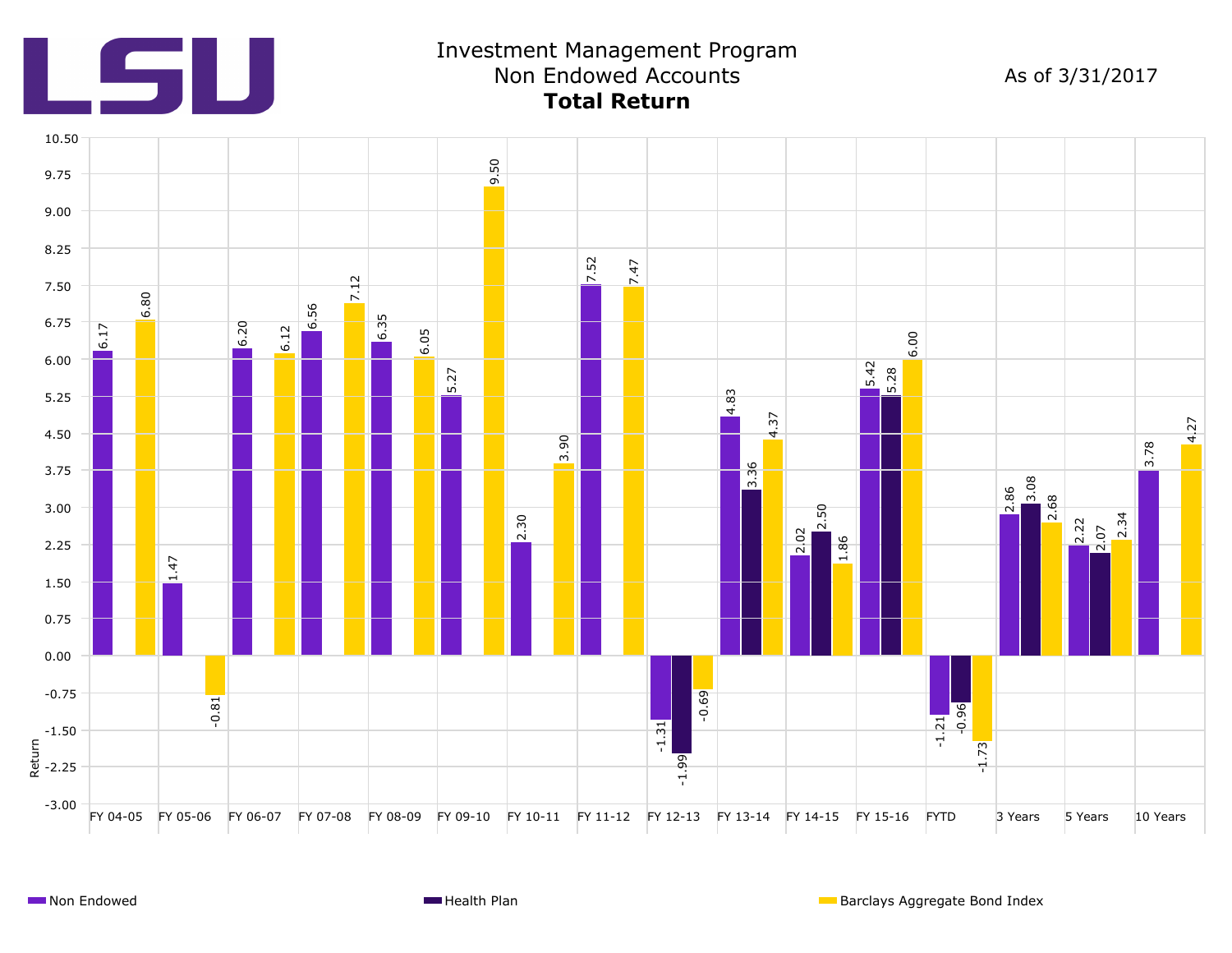LSU

# Investment Management Program
## Non Endowed Accounts
## **Total Return**

As of 3/31/2017

| Period | Non Endowed | Health Plan | Barclays Aggregate Bond Index |
|---|---|---|---|
| FY 04-05 | 6.17 | | 6.80 |
| FY 05-06 | 1.47 | | -0.81 |
| FY 06-07 | 6.20 | | 6.12 |
| FY 07-08 | 6.56 | | 7.12 |
| FY 08-09 | 6.35 | | 6.05 |
| FY 09-10 | 5.27 | | 9.50 |
| FY 10-11 | 2.30 | | 3.90 |
| FY 11-12 | 7.52 | | 7.47 |
| FY 12-13 | -1.31 | -1.99 | -0.69 |
| FY 13-14 | 4.83 | 3.36 | 4.37 |
| FY 14-15 | 2.02 | 2.50 | 1.86 |
| FY 15-16 | 5.42 | 5.28 | 6.00 |
| FYTD | -1.21 | -0.96 | -1.73 |
| 3 Years | 2.86 | 3.08 | 2.68 |
| 5 Years | 2.22 | 2.07 | 2.34 |
| 10 Years | 3.78 | | 4.27 |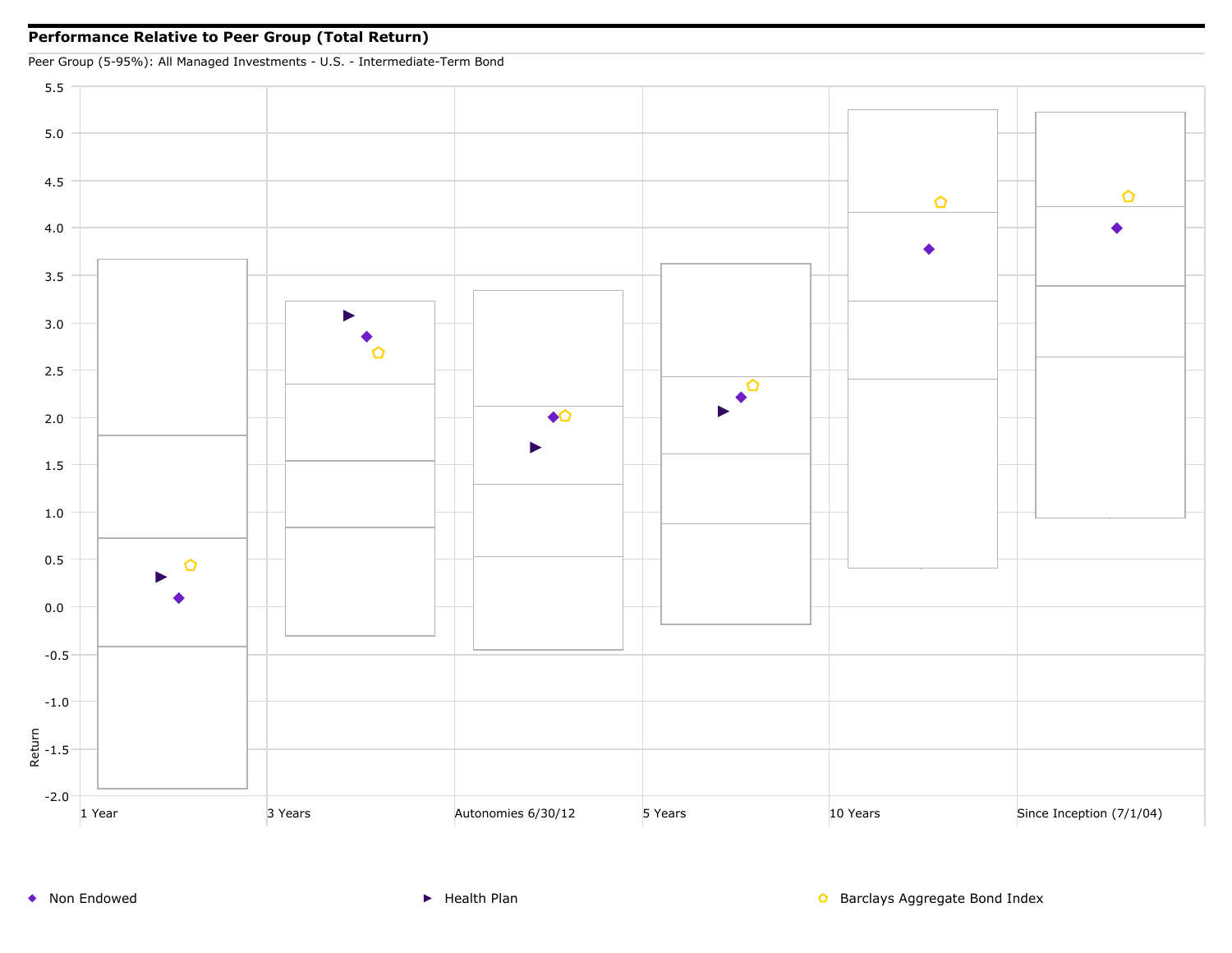## Performance Relative to Peer Group (Total Return)

Peer Group (5-95%): All Managed Investments - U.S. - Intermediate-Term Bond

Return

5.5
5.0
4.5
4.0
3.5
3.0
2.5
2.0
1.5
1.0
0.5
0.0
-0.5
-1.0
-1.5
-2.0

1 Year | 3 Years | Autonomies 6/30/12 | 5 Years | 10 Years | Since Inception (7/1/04)

◆ Non Endowed ▶ Health Plan ⬠ Barclays Aggregate Bond Index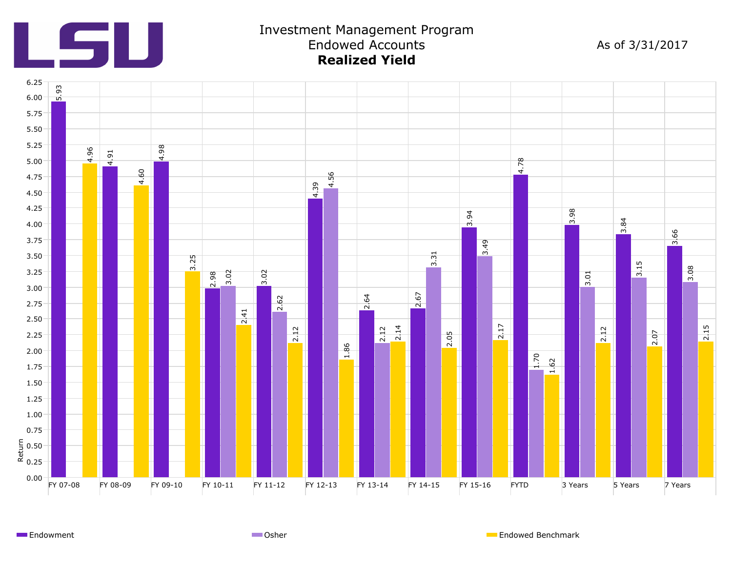LSU

# Investment Management Program
## Endowed Accounts
### **Realized Yield**

As of 3/31/2017

| Period | Endowment | Osher | Endowed Benchmark |
|---|---|---|---|
| FY 07-08 | 5.93 | | 4.96 |
| FY 08-09 | 4.91 | | 4.60 |
| FY 09-10 | 4.98 | | 3.25 |
| FY 10-11 | 2.98 | 3.02 | 2.41 |
| FY 11-12 | 3.02 | 2.62 | 2.12 |
| FY 12-13 | 4.39 | 4.56 | 1.86 |
| FY 13-14 | 2.64 | 2.12 | 2.14 |
| FY 14-15 | 2.67 | 3.31 | 2.05 |
| FY 15-16 | 3.94 | 3.49 | 2.17 |
| FYTD | 4.78 | 1.70 | 1.62 |
| 3 Years | 3.98 | 3.01 | 2.12 |
| 5 Years | 3.84 | 3.15 | 2.07 |
| 7 Years | 3.66 | 3.08 | 2.15 |

Return

Endowment | Osher | Endowed Benchmark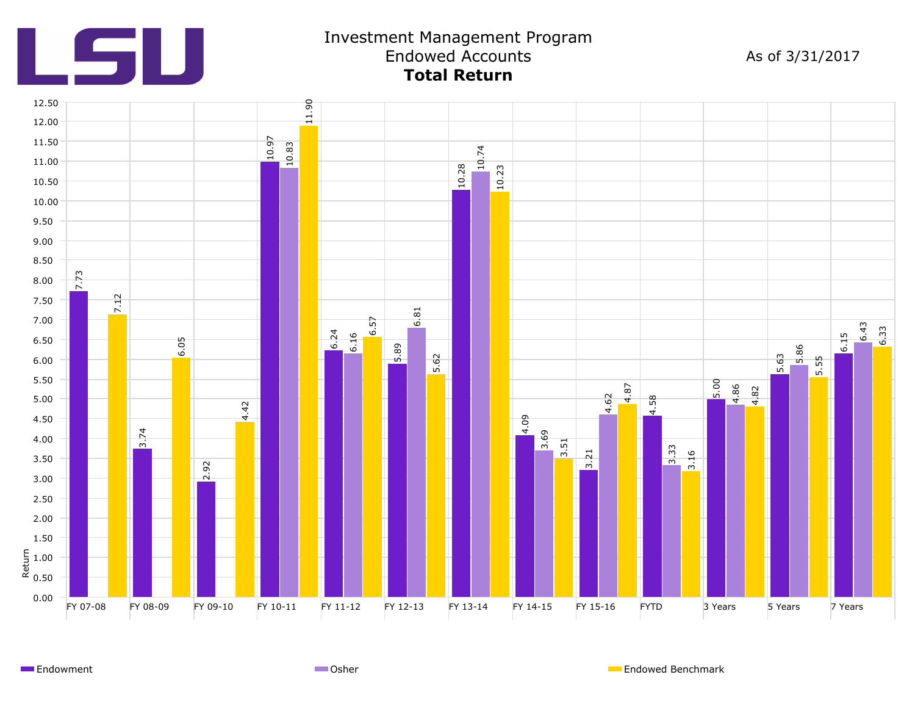LSU

# Investment Management Program
## Endowed Accounts
**Total Return**

As of 3/31/2017

Return

12.50
12.00
11.50
11.00
10.50
10.00
9.50
9.00
8.50
8.00
7.50
7.00
6.50
6.00
5.50
5.00
4.50
4.00
3.50
3.00
2.50
2.00
1.50
1.00
0.50
0.00

FY 07-08: 7.73, 7.12
FY 08-09: 3.74, 6.05
FY 09-10: 2.92, 4.42
FY 10-11: 10.97, 10.83, 11.90
FY 11-12: 6.24, 6.16, 6.57
FY 12-13: 5.89, 6.81, 5.62
FY 13-14: 10.28, 10.74, 10.23
FY 14-15: 4.09, 3.69, 3.51
FY 15-16: 3.21, 4.62, 4.87
FYTD: 4.58, 3.33, 3.16
3 Years: 5.00, 4.86, 4.82
5 Years: 5.63, 5.86, 5.55
7 Years: 6.15, 6.43, 6.33

Endowment
Osher
Endowed Benchmark